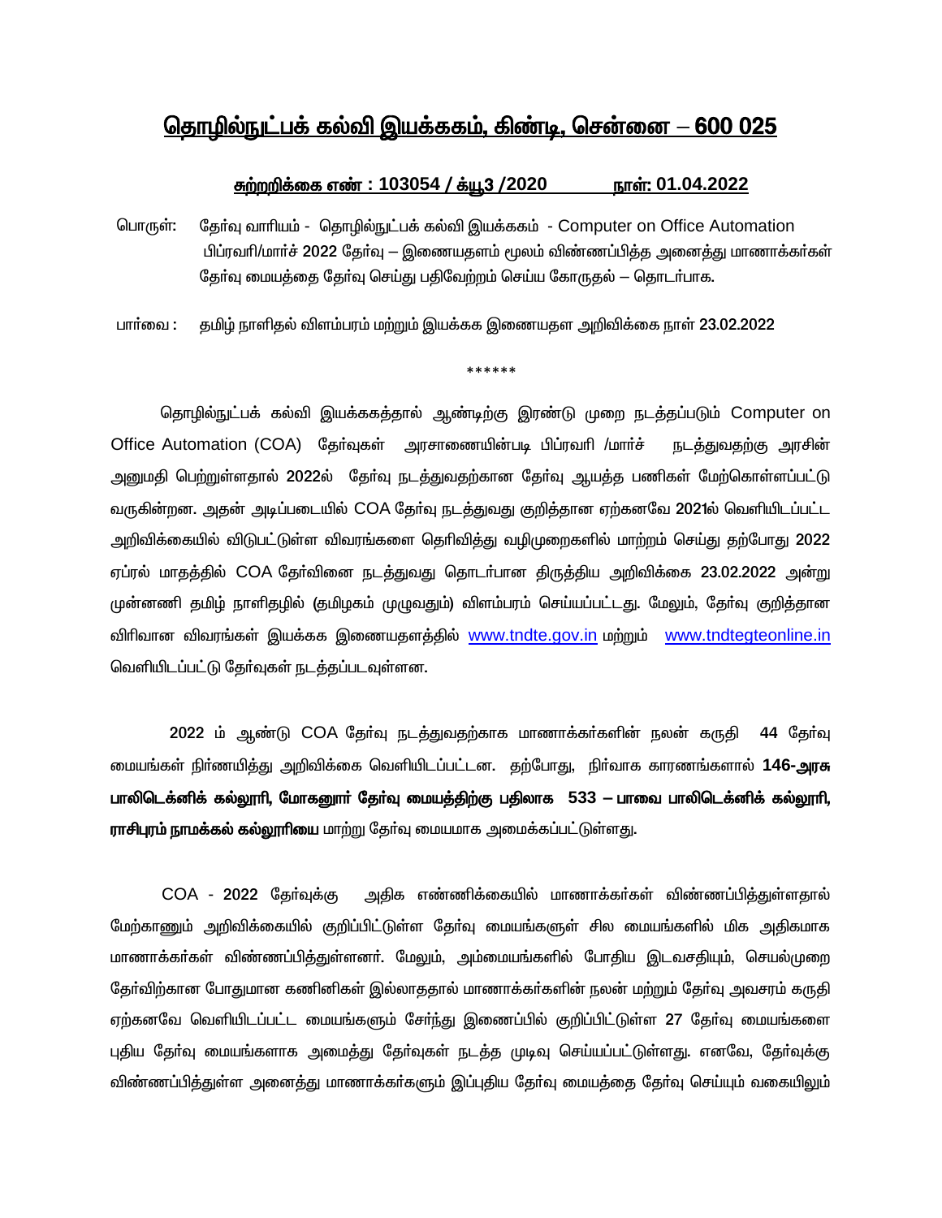# <u>தொழில்நுட்பக் கல்வி இயக்ககம், கிண்டி, சென்னை – 600 025</u>

**<u>சுற்றறிக்கை எண் : 103054 / க்யூ3 /2020</u>          <u>நாள்: 01.04.2022</u>**

பொருள்: தேர்வு வாரியம் - தொழில்நுட்பக் கல்வி இயக்ககம் - Computer on Office Automation பிப்ரவரி/மார்ச் 2022 தேர்வு – இணையதளம் மூலம் விண்ணப்பித்த அனைத்து மாணாக்கர்கள் தேர்வு மையத்தை தேர்வு செய்து பதிவேற்றம் செய்ய கோருதல் – தொடர்பாக.

பார்வை : தமிழ் நாளிதல் விளம்பரம் மற்றும் இயக்கக இணையதள அறிவிக்கை நாள் 23.02.2022

\*\*\*\*\*\*

தொழில்நுட்பக் கல்வி இயக்ககத்தால் ஆண்டிற்கு இரண்டு முறை நடத்தப்படும் Computer on Office Automation (COA) தேர்வுகள் அரசாணையின்படி பிப்ரவரி /மார்ச் நடத்துவதற்கு அரசின் அனுமதி பெற்றுள்ளதால் 2022ல் தேர்வு நடத்துவதற்கான தேர்வு ஆயத்த பணிகள் மேற்கொள்ளப்பட்டு வருகின்றன. அதன் அடிப்படையில் COA தேர்வு நடத்துவது குறித்தான ஏற்கனவே 2021ல் வெளியிடப்பட்ட அறிவிக்கையில் விடுபட்டுள்ள விவரங்களை தெரிவித்து வழிமுறைகளில் மாற்றம் செய்து தற்போது 2022 ஏப்ரல் மாதத்தில் COA தேர்வினை நடத்துவது தொடர்பான திருத்திய அறிவிக்கை 23.02.2022 அன்று முன்னணி தமிழ் நாளிதழில் (தமிழகம் முழுவதும்) விளம்பரம் செய்யப்பட்டது. மேலும், தேர்வு குறித்தான விரிவான விவரங்கள் இயக்கக இணையதளத்தில் www.tndte.gov.in மற்றும் www.tndtegteonline.in வெளியிடப்பட்டு தேர்வுகள் நடத்தப்படவுள்ளன.

2022 ம் ஆண்டு COA தேர்வு நடத்துவதற்காக மாணாக்கர்களின் நலன் கருதி 44 தேர்வு மையங்கள் நிர்ணயித்து அறிவிக்கை வெளியிடப்பட்டன. தற்போது, நிர்வாக காரணங்களால் **146-அரசு பாலிடெக்னிக் கல்லூரி, மோகனூர் தேர்வு மையத்திற்கு பதிலாக 533 – பாவை பாலிடெக்னிக் கல்லூரி, ராசிபுரம் நாமக்கல் கல்லூரியை** மாற்று தேர்வு மையமாக அமைக்கப்பட்டுள்ளது.

COA - 2022 தேர்வுக்கு அதிக எண்ணிக்கையில் மாணாக்கர்கள் விண்ணப்பித்துள்ளதால் மேற்காணும் அறிவிக்கையில் குறிப்பிட்டுள்ள தேர்வு மையங்களுள் சில மையங்களில் மிக அதிகமாக மாணாக்கர்கள் விண்ணப்பித்துள்ளனர். மேலும், அம்மையங்களில் போதிய இடவசதியும், செயல்முறை தேர்விற்கான போதுமான கணினிகள் இல்லாததால் மாணாக்கர்களின் நலன் மற்றும் தேர்வு அவசரம் கருதி ஏற்கனவே வெளியிடப்பட்ட மையங்களும் சேர்ந்து இணைப்பில் குறிப்பிட்டுள்ள 27 தேர்வு மையங்களை புதிய தேர்வு மையங்களாக அமைத்து தேர்வுகள் நடத்த முடிவு செய்யப்பட்டுள்ளது. எனவே, தேர்வுக்கு விண்ணப்பித்துள்ள அனைத்து மாணாக்கர்களும் இப்புதிய தேர்வு மையத்தை தேர்வு செய்யும் வகையிலும்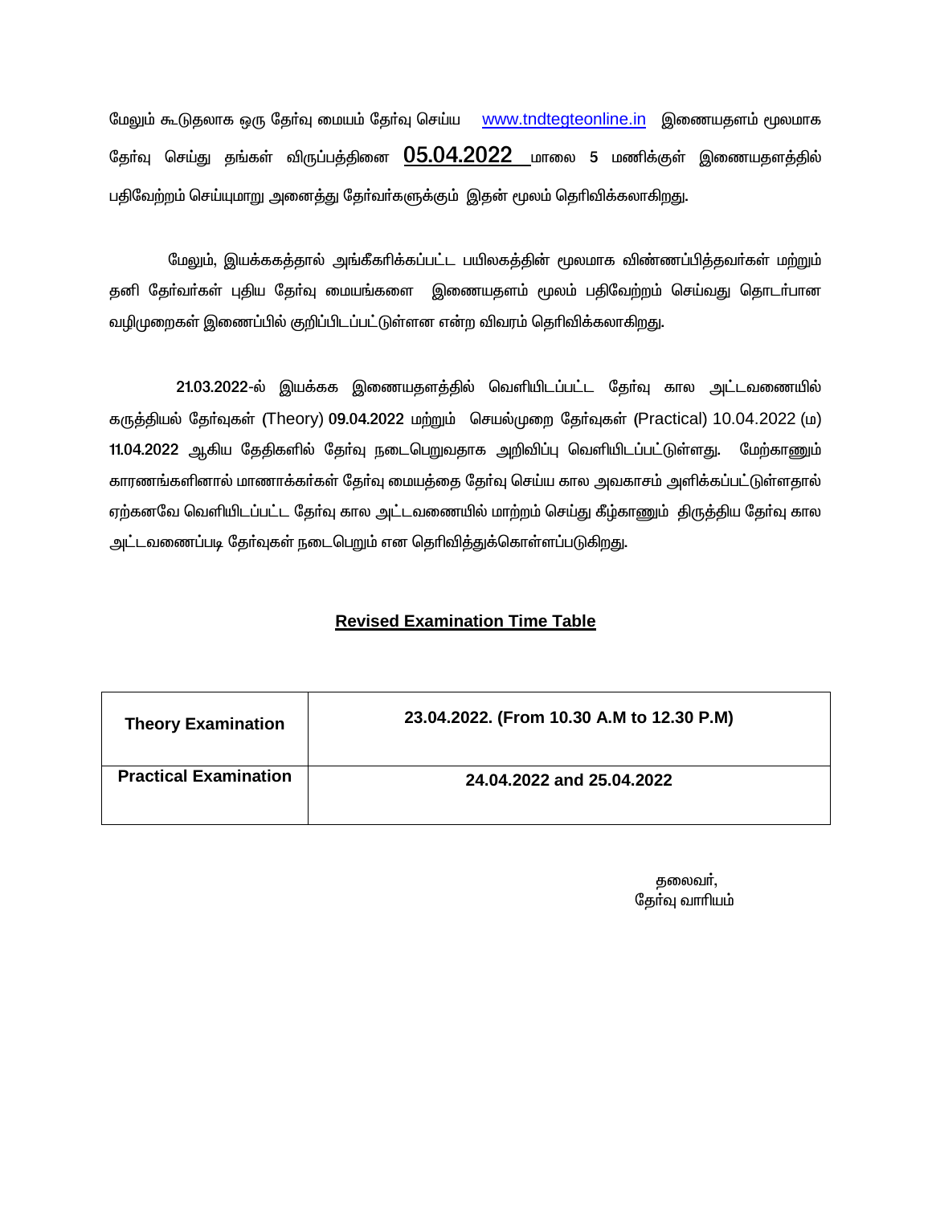மேலும் கூடுதலாக ஒரு தேர்வு மையம் தேர்வு செய்ய www.tndtegteonline.in இணையதளம் மூலமாக தேர்வு செய்து தங்கள் விருப்பத்தினை **05.04.2022** மாலை 5 மணிக்குள் இணையதளத்தில் பதிவேற்றம் செய்யுமாறு அனைத்து தேர்வர்களுக்கும் இதன் மூலம் தெரிவிக்கலாகிறது.

மேலும், இயக்ககத்தால் அங்கீகரிக்கப்பட்ட பயிலகத்தின் மூலமாக விண்ணப்பித்தவர்கள் மற்றும் தனி தேர்வர்கள் புதிய தேர்வு மையங்களை இணையதளம் மூலம் பதிவேற்றம் செய்வது தொடர்பான வழிமுறைகள் இணைப்பில் குறிப்பிடப்பட்டுள்ளன என்ற விவரம் தெரிவிக்கலாகிறது.

21.03.2022-ல் இயக்கக இணையதளத்தில் வெளியிடப்பட்ட தேர்வு கால அட்டவணையில் கருத்தியல் தேர்வுகள் (Theory) 09.04.2022 மற்றும் செயல்முறை தேர்வுகள் (Practical) 10.04.2022 (ம) 11.04.2022 ஆகிய தேதிகளில் தேர்வு நடைபெறுவதாக அறிவிப்பு வெளியிடப்பட்டுள்ளது. மேற்காணும் காரணங்களினால் மாணாக்கர்கள் தேர்வு மையத்தை தேர்வு செய்ய கால அவகாசம் அளிக்கப்பட்டுள்ளதால் ஏற்கனவே வெளியிடப்பட்ட தேர்வு கால அட்டவணையில் மாற்றம் செய்து கீழ்காணும் திருத்திய தேர்வு கால அட்டவணைப்படி தேர்வுகள் நடைபெறும் என தெரிவித்துக்கொள்ளப்படுகிறது.

## Revised Examination Time Table

| Theory Examination | 23.04.2022. (From 10.30 A.M to 12.30 P.M) |
|---|---|
| **Practical Examination** | **24.04.2022 and 25.04.2022** |

தலைவர்,
தேர்வு வாரியம்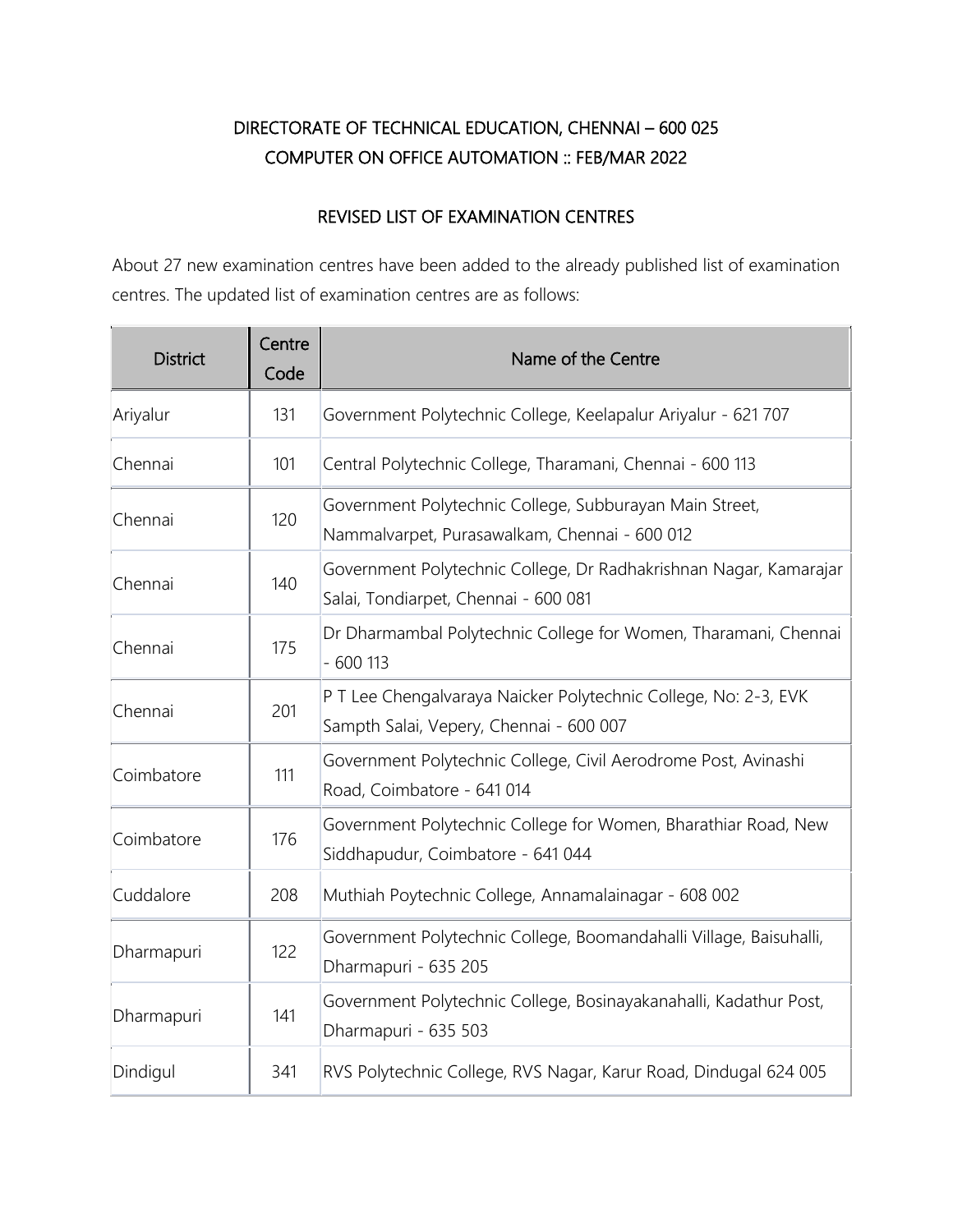DIRECTORATE OF TECHNICAL EDUCATION, CHENNAI – 600 025
COMPUTER ON OFFICE AUTOMATION :: FEB/MAR 2022

REVISED LIST OF EXAMINATION CENTRES

About 27 new examination centres have been added to the already published list of examination centres. The updated list of examination centres are as follows:

| District | Centre Code | Name of the Centre |
|---|---|---|
| Ariyalur | 131 | Government Polytechnic College, Keelapalur Ariyalur - 621 707 |
| Chennai | 101 | Central Polytechnic College, Tharamani, Chennai - 600 113 |
| Chennai | 120 | Government Polytechnic College, Subburayan Main Street, Nammalvarpet, Purasawalkam, Chennai - 600 012 |
| Chennai | 140 | Government Polytechnic College, Dr Radhakrishnan Nagar, Kamarajar Salai, Tondiarpet, Chennai - 600 081 |
| Chennai | 175 | Dr Dharmambal Polytechnic College for Women, Tharamani, Chennai - 600 113 |
| Chennai | 201 | P T Lee Chengalvaraya Naicker Polytechnic College, No: 2-3, EVK Sampth Salai, Vepery, Chennai - 600 007 |
| Coimbatore | 111 | Government Polytechnic College, Civil Aerodrome Post, Avinashi Road, Coimbatore - 641 014 |
| Coimbatore | 176 | Government Polytechnic College for Women, Bharathiar Road, New Siddhapudur, Coimbatore - 641 044 |
| Cuddalore | 208 | Muthiah Poytechnic College, Annamalainagar - 608 002 |
| Dharmapuri | 122 | Government Polytechnic College, Boomandahalli Village, Baisuhalli, Dharmapuri - 635 205 |
| Dharmapuri | 141 | Government Polytechnic College, Bosinayakanahalli, Kadathur Post, Dharmapuri - 635 503 |
| Dindigul | 341 | RVS Polytechnic College, RVS Nagar, Karur Road, Dindugal 624 005 |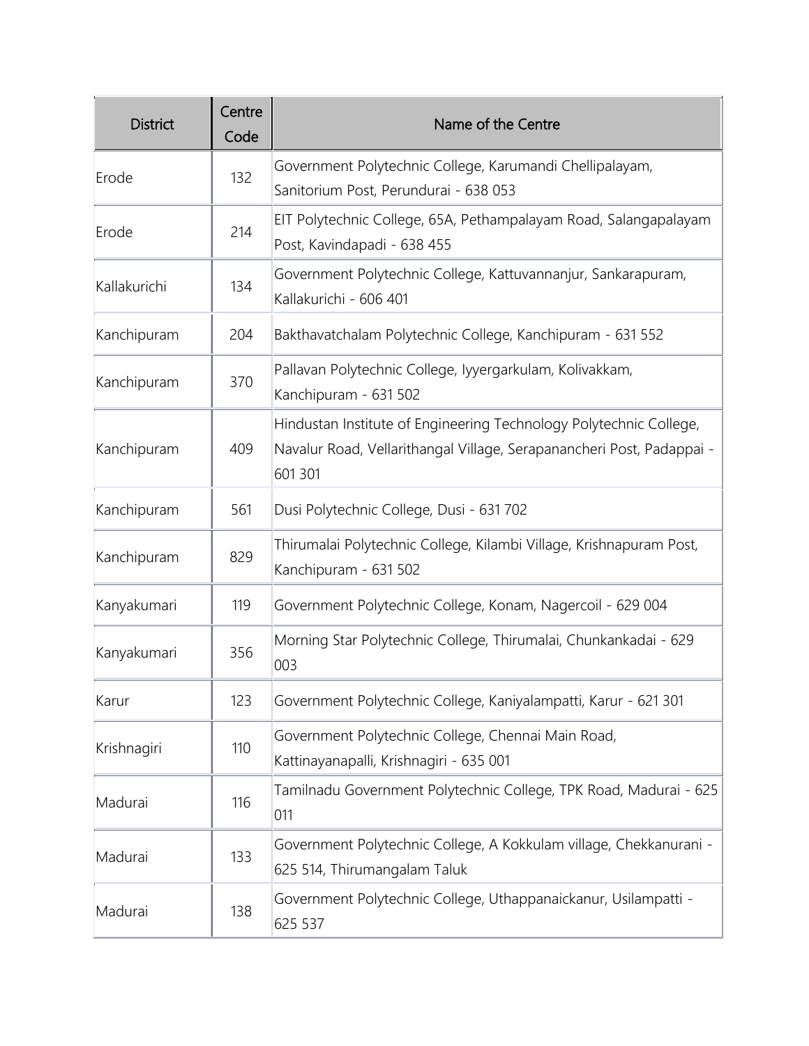| District | Centre Code | Name of the Centre |
|---|---|---|
| Erode | 132 | Government Polytechnic College, Karumandi Chellipalayam, Sanitorium Post, Perundurai - 638 053 |
| Erode | 214 | EIT Polytechnic College, 65A, Pethampalayam Road, Salangapalayam Post, Kavindapadi - 638 455 |
| Kallakurichi | 134 | Government Polytechnic College, Kattuvannanjur, Sankarapuram, Kallakurichi - 606 401 |
| Kanchipuram | 204 | Bakthavatchalam Polytechnic College, Kanchipuram - 631 552 |
| Kanchipuram | 370 | Pallavan Polytechnic College, Iyyergarkulam, Kolivakkam, Kanchipuram - 631 502 |
| Kanchipuram | 409 | Hindustan Institute of Engineering Technology Polytechnic College, Navalur Road, Vellarithangal Village, Serapanancheri Post, Padappai - 601 301 |
| Kanchipuram | 561 | Dusi Polytechnic College, Dusi - 631 702 |
| Kanchipuram | 829 | Thirumalai Polytechnic College, Kilambi Village, Krishnapuram Post, Kanchipuram - 631 502 |
| Kanyakumari | 119 | Government Polytechnic College, Konam, Nagercoil - 629 004 |
| Kanyakumari | 356 | Morning Star Polytechnic College, Thirumalai, Chunkankadai - 629 003 |
| Karur | 123 | Government Polytechnic College, Kaniyalampatti, Karur - 621 301 |
| Krishnagiri | 110 | Government Polytechnic College, Chennai Main Road, Kattinayanapalli, Krishnagiri - 635 001 |
| Madurai | 116 | Tamilnadu Government Polytechnic College, TPK Road, Madurai - 625 011 |
| Madurai | 133 | Government Polytechnic College, A Kokkulam village, Chekkanurani - 625 514, Thirumangalam Taluk |
| Madurai | 138 | Government Polytechnic College, Uthappanaickanur, Usilampatti - 625 537 |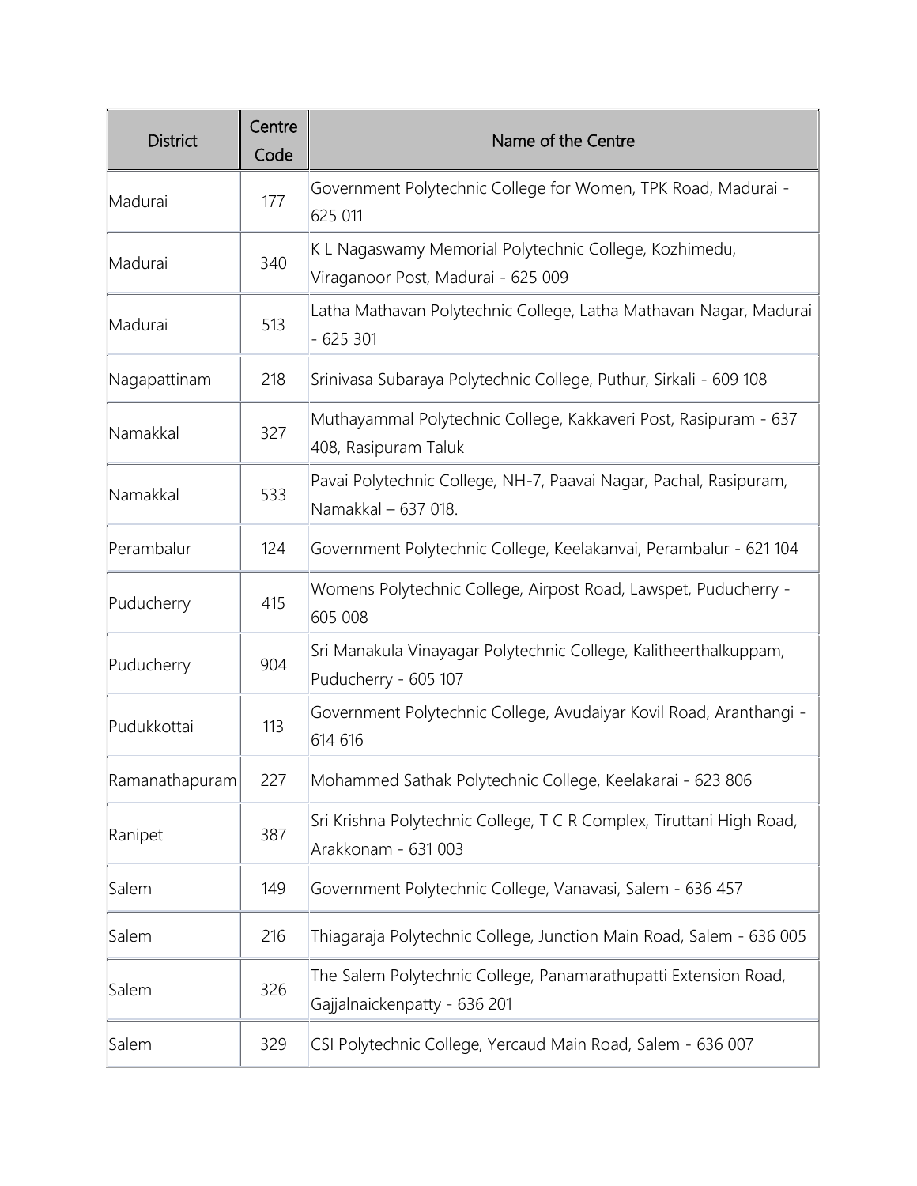| District | Centre Code | Name of the Centre |
| --- | --- | --- |
| Madurai | 177 | Government Polytechnic College for Women, TPK Road, Madurai - 625 011 |
| Madurai | 340 | K L Nagaswamy Memorial Polytechnic College, Kozhimedu, Viraganoor Post, Madurai - 625 009 |
| Madurai | 513 | Latha Mathavan Polytechnic College, Latha Mathavan Nagar, Madurai - 625 301 |
| Nagapattinam | 218 | Srinivasa Subaraya Polytechnic College, Puthur, Sirkali - 609 108 |
| Namakkal | 327 | Muthayammal Polytechnic College, Kakkaveri Post, Rasipuram - 637 408, Rasipuram Taluk |
| Namakkal | 533 | Pavai Polytechnic College, NH-7, Paavai Nagar, Pachal, Rasipuram, Namakkal – 637 018. |
| Perambalur | 124 | Government Polytechnic College, Keelakanvai, Perambalur - 621 104 |
| Puducherry | 415 | Womens Polytechnic College, Airpost Road, Lawspet, Puducherry - 605 008 |
| Puducherry | 904 | Sri Manakula Vinayagar Polytechnic College, Kalitheerthalkuppam, Puducherry - 605 107 |
| Pudukkottai | 113 | Government Polytechnic College, Avudaiyar Kovil Road, Aranthangi - 614 616 |
| Ramanathapuram | 227 | Mohammed Sathak Polytechnic College, Keelakarai - 623 806 |
| Ranipet | 387 | Sri Krishna Polytechnic College, T C R Complex, Tiruttani High Road, Arakkonam - 631 003 |
| Salem | 149 | Government Polytechnic College, Vanavasi, Salem - 636 457 |
| Salem | 216 | Thiagaraja Polytechnic College, Junction Main Road, Salem - 636 005 |
| Salem | 326 | The Salem Polytechnic College, Panamarathupatti Extension Road, Gajjalnaickenpatty - 636 201 |
| Salem | 329 | CSI Polytechnic College, Yercaud Main Road, Salem - 636 007 |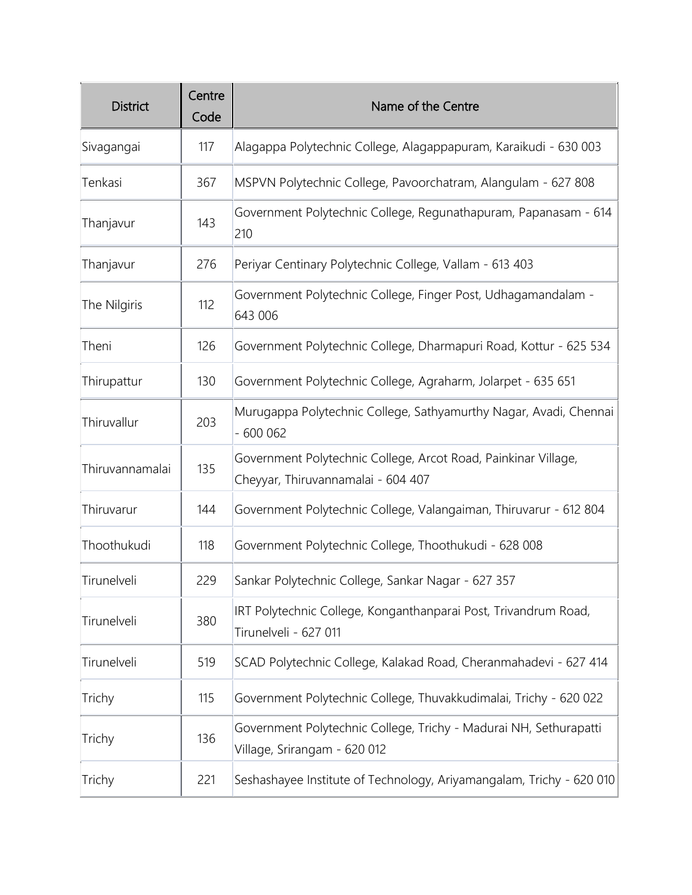| District | Centre Code | Name of the Centre |
| --- | --- | --- |
| Sivagangai | 117 | Alagappa Polytechnic College, Alagappapuram, Karaikudi - 630 003 |
| Tenkasi | 367 | MSPVN Polytechnic College, Pavoorchatram, Alangulam - 627 808 |
| Thanjavur | 143 | Government Polytechnic College, Regunathapuram, Papanasam - 614 210 |
| Thanjavur | 276 | Periyar Centinary Polytechnic College, Vallam - 613 403 |
| The Nilgiris | 112 | Government Polytechnic College, Finger Post, Udhagamandalam - 643 006 |
| Theni | 126 | Government Polytechnic College, Dharmapuri Road, Kottur - 625 534 |
| Thirupattur | 130 | Government Polytechnic College, Agraharm, Jolarpet - 635 651 |
| Thiruvallur | 203 | Murugappa Polytechnic College, Sathyamurthy Nagar, Avadi, Chennai - 600 062 |
| Thiruvannamalai | 135 | Government Polytechnic College, Arcot Road, Painkinar Village, Cheyyar, Thiruvannamalai - 604 407 |
| Thiruvarur | 144 | Government Polytechnic College, Valangaiman, Thiruvarur - 612 804 |
| Thoothukudi | 118 | Government Polytechnic College, Thoothukudi - 628 008 |
| Tirunelveli | 229 | Sankar Polytechnic College, Sankar Nagar - 627 357 |
| Tirunelveli | 380 | IRT Polytechnic College, Konganthanparai Post, Trivandrum Road, Tirunelveli - 627 011 |
| Tirunelveli | 519 | SCAD Polytechnic College, Kalakad Road, Cheranmahadevi - 627 414 |
| Trichy | 115 | Government Polytechnic College, Thuvakkudimalai, Trichy - 620 022 |
| Trichy | 136 | Government Polytechnic College, Trichy - Madurai NH, Sethurapatti Village, Srirangam - 620 012 |
| Trichy | 221 | Seshashayee Institute of Technology, Ariyamangalam, Trichy - 620 010 |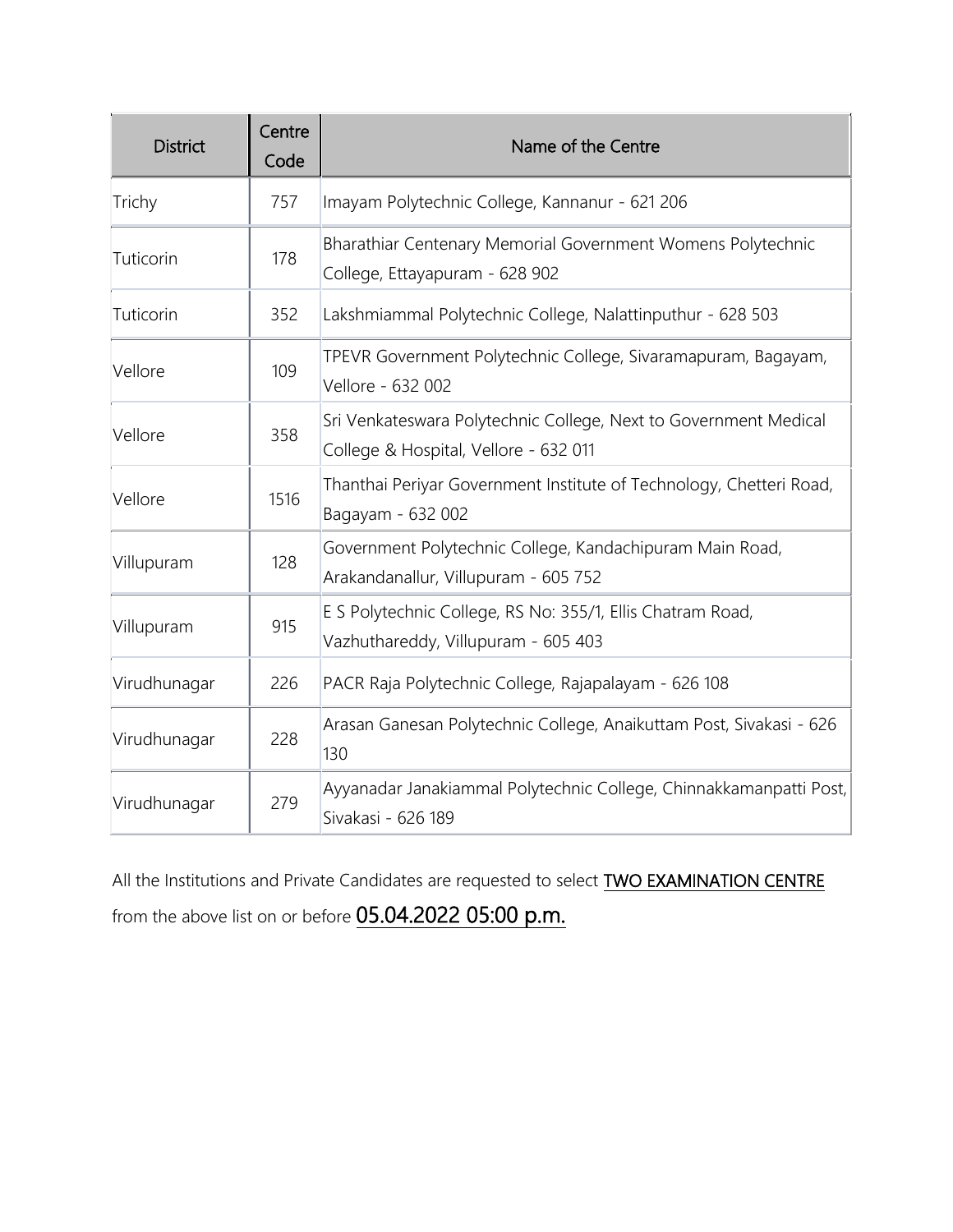| District | Centre Code | Name of the Centre |
| --- | --- | --- |
| Trichy | 757 | Imayam Polytechnic College, Kannanur - 621 206 |
| Tuticorin | 178 | Bharathiar Centenary Memorial Government Womens Polytechnic College, Ettayapuram - 628 902 |
| Tuticorin | 352 | Lakshmiammal Polytechnic College, Nalattinputhur - 628 503 |
| Vellore | 109 | TPEVR Government Polytechnic College, Sivaramapuram, Bagayam, Vellore - 632 002 |
| Vellore | 358 | Sri Venkateswara Polytechnic College, Next to Government Medical College & Hospital, Vellore - 632 011 |
| Vellore | 1516 | Thanthai Periyar Government Institute of Technology, Chetteri Road, Bagayam - 632 002 |
| Villupuram | 128 | Government Polytechnic College, Kandachipuram Main Road, Arakandanallur, Villupuram - 605 752 |
| Villupuram | 915 | E S Polytechnic College, RS No: 355/1, Ellis Chatram Road, Vazhuthareddy, Villupuram - 605 403 |
| Virudhunagar | 226 | PACR Raja Polytechnic College, Rajapalayam - 626 108 |
| Virudhunagar | 228 | Arasan Ganesan Polytechnic College, Anaikuttam Post, Sivakasi - 626 130 |
| Virudhunagar | 279 | Ayyanadar Janakiammal Polytechnic College, Chinnakkamanpatti Post, Sivakasi - 626 189 |

All the Institutions and Private Candidates are requested to select <u>TWO EXAMINATION CENTRE</u> from the above list on or before <u>**05.04.2022 05:00 p.m.**</u>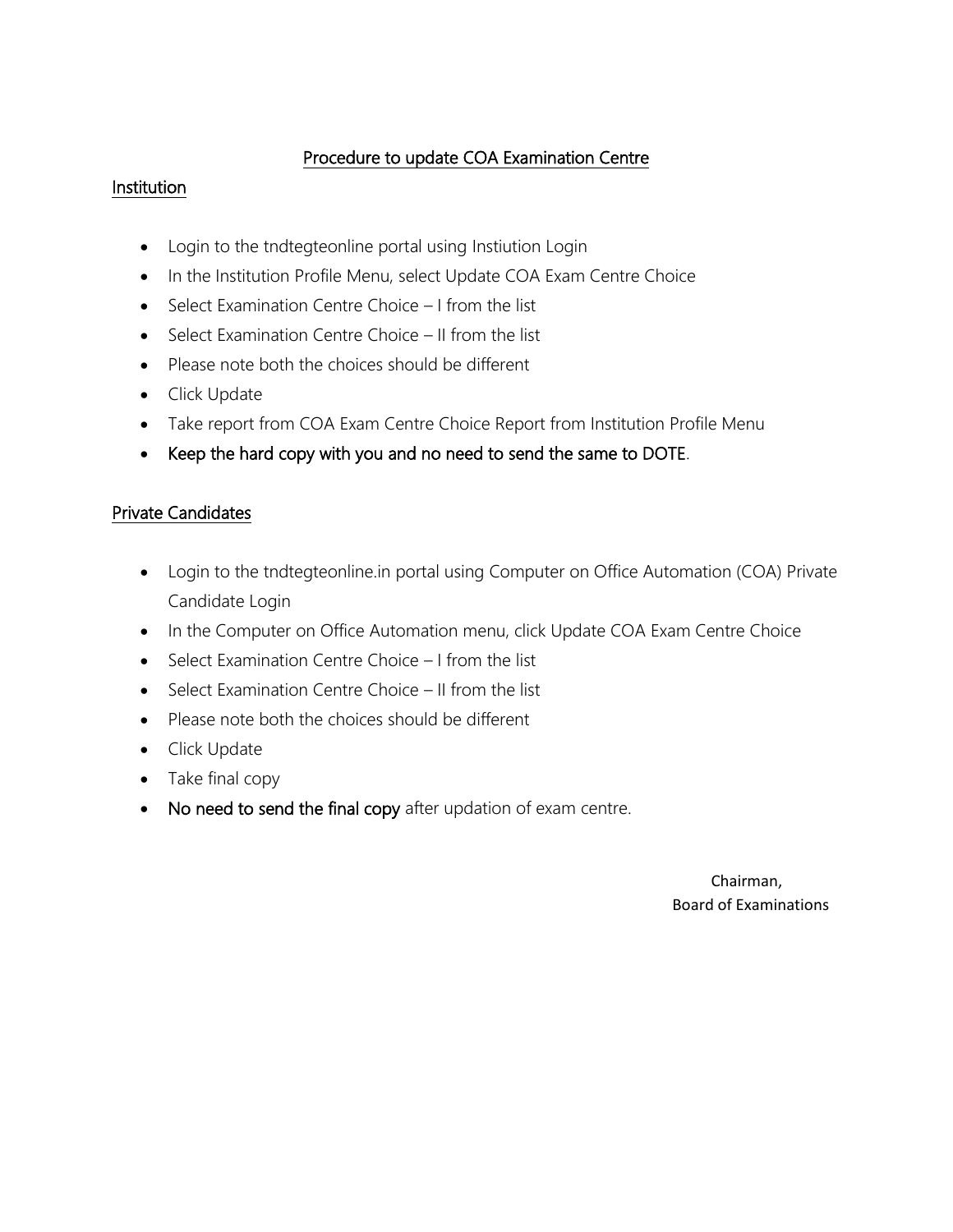# Procedure to update COA Examination Centre

## Institution

- Login to the tndtegteonline portal using Instiution Login
- In the Institution Profile Menu, select Update COA Exam Centre Choice
- Select Examination Centre Choice – I from the list
- Select Examination Centre Choice – II from the list
- Please note both the choices should be different
- Click Update
- Take report from COA Exam Centre Choice Report from Institution Profile Menu
- **Keep the hard copy with you and no need to send the same to DOTE**.

## Private Candidates

- Login to the tndtegteonline.in portal using Computer on Office Automation (COA) Private Candidate Login
- In the Computer on Office Automation menu, click Update COA Exam Centre Choice
- Select Examination Centre Choice – I from the list
- Select Examination Centre Choice – II from the list
- Please note both the choices should be different
- Click Update
- Take final copy
- **No need to send the final copy** after updation of exam centre.

Chairman,
Board of Examinations